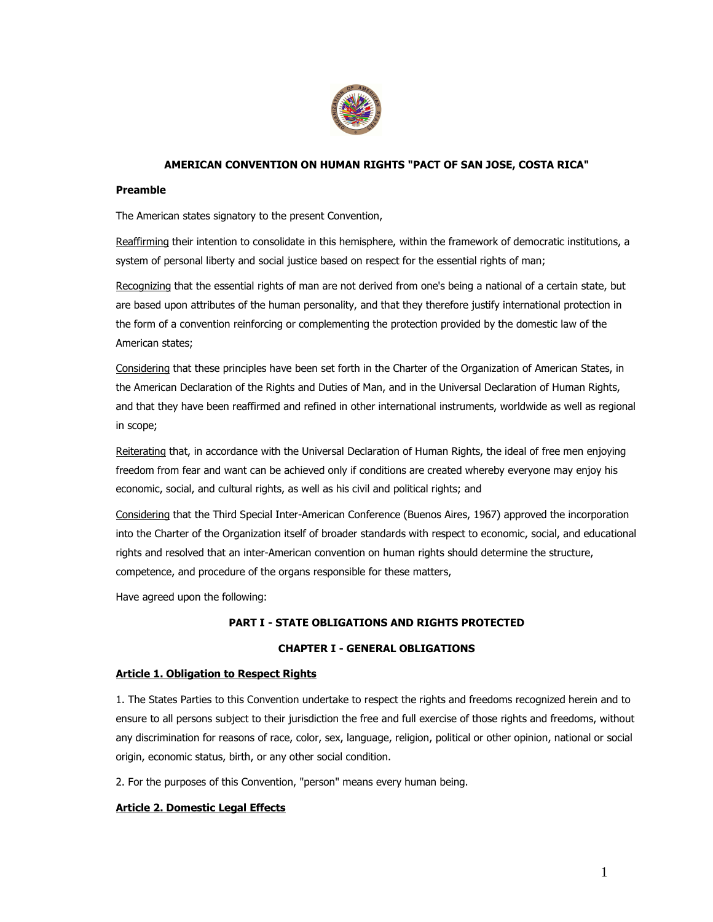# AMERICAN CONVENTION ON HUMAN RIGHTS "PACT OF SAN JOSE, COSTA RICA"

## Preamble

The American states signatory to the present Convention,

Reaffirming their intention to consolidate in this hemisphere, within the framework of democratic institutions, a system of personal liberty and social justice based on respect for the essential rights of man;

Recognizing that the essential rights of man are not derived from one's being a national of a certain state, but are based upon attributes of the human personality, and that they therefore justify international protection in the form of a convention reinforcing or complementing the protection provided by the domestic law of the American states;

Considering that these principles have been set forth in the Charter of the Organization of American States, in the American Declaration of the Rights and Duties of Man, and in the Universal Declaration of Human Rights, and that they have been reaffirmed and refined in other international instruments, worldwide as well as regional in scope;

Reiterating that, in accordance with the Universal Declaration of Human Rights, the ideal of free men enjoying freedom from fear and want can be achieved only if conditions are created whereby everyone may enjoy his economic, social, and cultural rights, as well as his civil and political rights; and

Considering that the Third Special Inter-American Conference (Buenos Aires, 1967) approved the incorporation into the Charter of the Organization itself of broader standards with respect to economic, social, and educational rights and resolved that an inter-American convention on human rights should determine the structure, competence, and procedure of the organs responsible for these matters,

Have agreed upon the following:

## PART I - STATE OBLIGATIONS AND RIGHTS PROTECTED

## CHAPTER I - GENERAL OBLIGATIONS

### Article 1. Obligation to Respect Rights

1. The States Parties to this Convention undertake to respect the rights and freedoms recognized herein and to ensure to all persons subject to their jurisdiction the free and full exercise of those rights and freedoms, without any discrimination for reasons of race, color, sex, language, religion, political or other opinion, national or social origin, economic status, birth, or any other social condition.

2. For the purposes of this Convention, "person" means every human being.

### Article 2. Domestic Legal Effects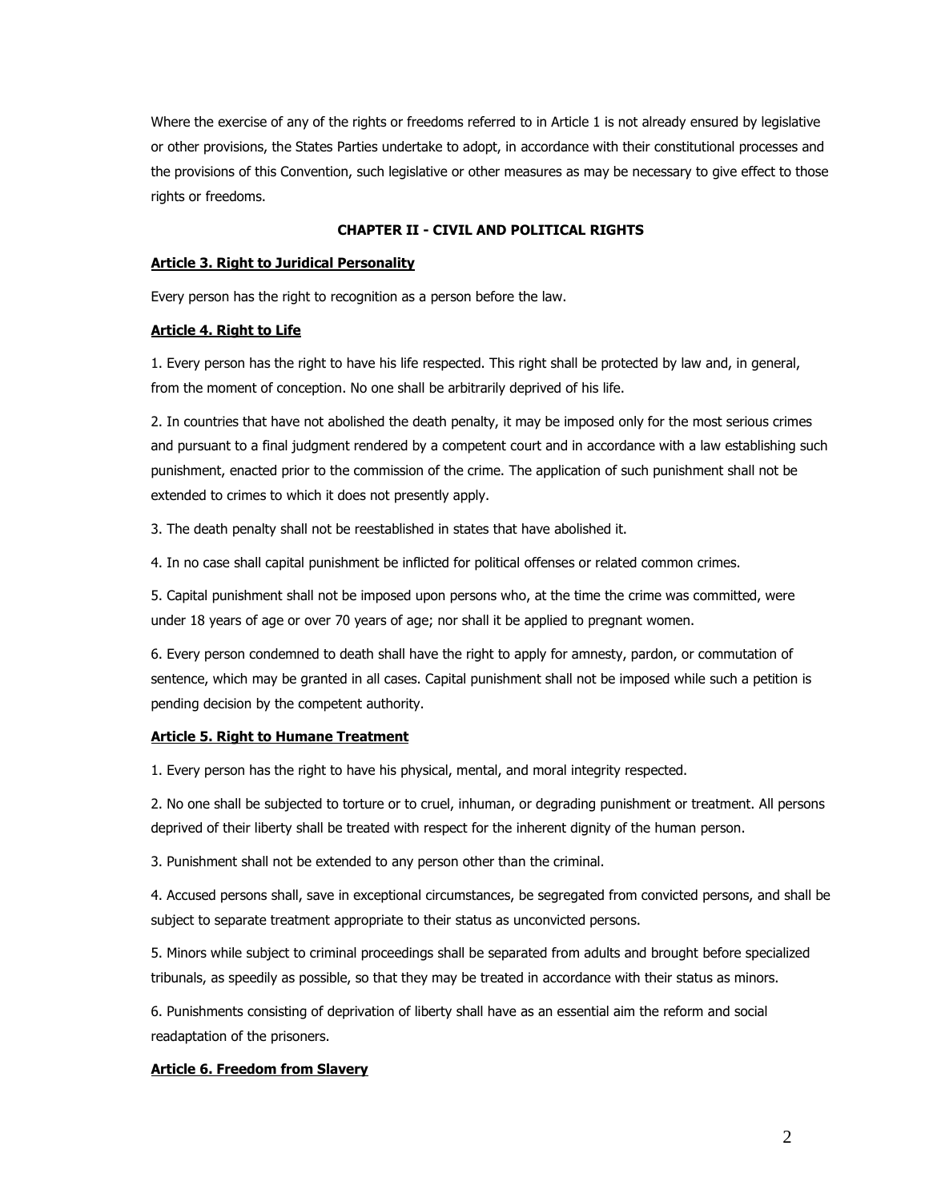Where the exercise of any of the rights or freedoms referred to in Article 1 is not already ensured by legislative or other provisions, the States Parties undertake to adopt, in accordance with their constitutional processes and the provisions of this Convention, such legislative or other measures as may be necessary to give effect to those rights or freedoms.

## CHAPTER II - CIVIL AND POLITICAL RIGHTS

### Article 3. Right to Juridical Personality

Every person has the right to recognition as a person before the law.

### Article 4. Right to Life

1. Every person has the right to have his life respected. This right shall be protected by law and, in general, from the moment of conception. No one shall be arbitrarily deprived of his life.

2. In countries that have not abolished the death penalty, it may be imposed only for the most serious crimes and pursuant to a final judgment rendered by a competent court and in accordance with a law establishing such punishment, enacted prior to the commission of the crime. The application of such punishment shall not be extended to crimes to which it does not presently apply.

3. The death penalty shall not be reestablished in states that have abolished it.

4. In no case shall capital punishment be inflicted for political offenses or related common crimes.

5. Capital punishment shall not be imposed upon persons who, at the time the crime was committed, were under 18 years of age or over 70 years of age; nor shall it be applied to pregnant women.

6. Every person condemned to death shall have the right to apply for amnesty, pardon, or commutation of sentence, which may be granted in all cases. Capital punishment shall not be imposed while such a petition is pending decision by the competent authority.

### Article 5. Right to Humane Treatment

1. Every person has the right to have his physical, mental, and moral integrity respected.

2. No one shall be subjected to torture or to cruel, inhuman, or degrading punishment or treatment. All persons deprived of their liberty shall be treated with respect for the inherent dignity of the human person.

3. Punishment shall not be extended to any person other than the criminal.

4. Accused persons shall, save in exceptional circumstances, be segregated from convicted persons, and shall be subject to separate treatment appropriate to their status as unconvicted persons.

5. Minors while subject to criminal proceedings shall be separated from adults and brought before specialized tribunals, as speedily as possible, so that they may be treated in accordance with their status as minors.

6. Punishments consisting of deprivation of liberty shall have as an essential aim the reform and social readaptation of the prisoners.

### Article 6. Freedom from Slavery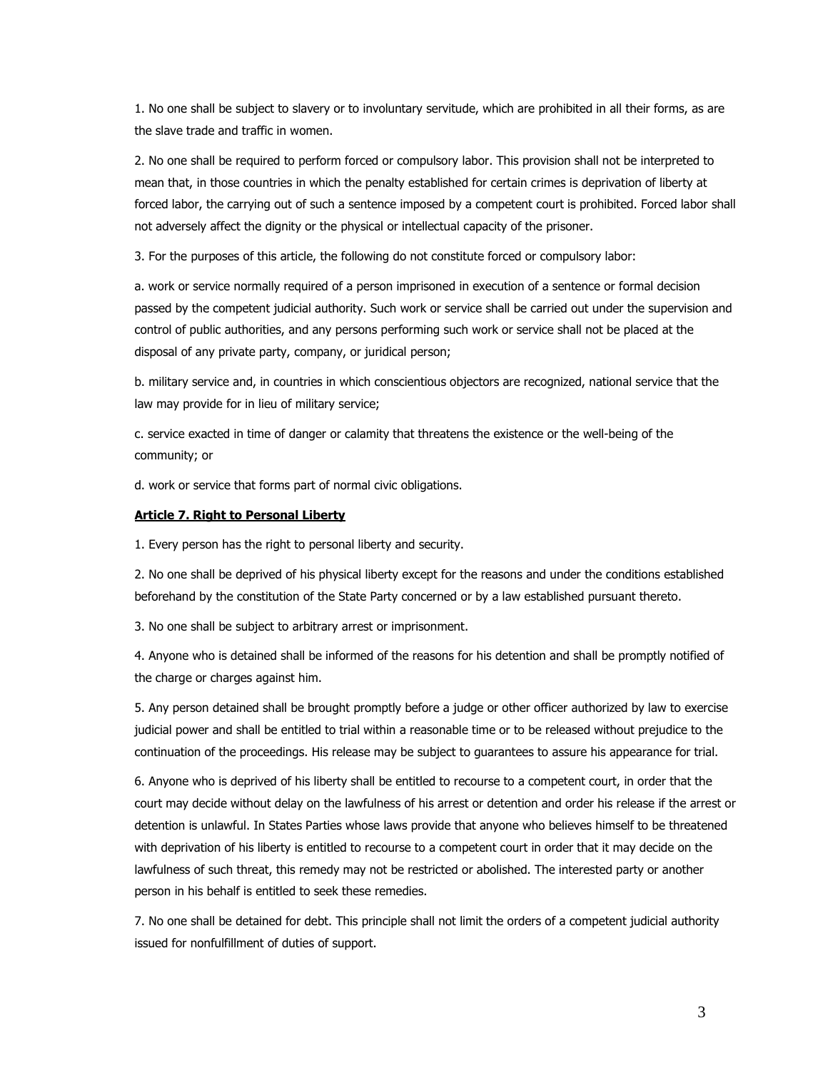1. No one shall be subject to slavery or to involuntary servitude, which are prohibited in all their forms, as are the slave trade and traffic in women.

2. No one shall be required to perform forced or compulsory labor. This provision shall not be interpreted to mean that, in those countries in which the penalty established for certain crimes is deprivation of liberty at forced labor, the carrying out of such a sentence imposed by a competent court is prohibited. Forced labor shall not adversely affect the dignity or the physical or intellectual capacity of the prisoner.

3. For the purposes of this article, the following do not constitute forced or compulsory labor:

a. work or service normally required of a person imprisoned in execution of a sentence or formal decision passed by the competent judicial authority. Such work or service shall be carried out under the supervision and control of public authorities, and any persons performing such work or service shall not be placed at the disposal of any private party, company, or juridical person;

b. military service and, in countries in which conscientious objectors are recognized, national service that the law may provide for in lieu of military service;

c. service exacted in time of danger or calamity that threatens the existence or the well-being of the community; or

d. work or service that forms part of normal civic obligations.

**Article 7. Right to Personal Liberty**

1. Every person has the right to personal liberty and security.

2. No one shall be deprived of his physical liberty except for the reasons and under the conditions established beforehand by the constitution of the State Party concerned or by a law established pursuant thereto.

3. No one shall be subject to arbitrary arrest or imprisonment.

4. Anyone who is detained shall be informed of the reasons for his detention and shall be promptly notified of the charge or charges against him.

5. Any person detained shall be brought promptly before a judge or other officer authorized by law to exercise judicial power and shall be entitled to trial within a reasonable time or to be released without prejudice to the continuation of the proceedings. His release may be subject to guarantees to assure his appearance for trial.

6. Anyone who is deprived of his liberty shall be entitled to recourse to a competent court, in order that the court may decide without delay on the lawfulness of his arrest or detention and order his release if the arrest or detention is unlawful. In States Parties whose laws provide that anyone who believes himself to be threatened with deprivation of his liberty is entitled to recourse to a competent court in order that it may decide on the lawfulness of such threat, this remedy may not be restricted or abolished. The interested party or another person in his behalf is entitled to seek these remedies.

7. No one shall be detained for debt. This principle shall not limit the orders of a competent judicial authority issued for nonfulfillment of duties of support.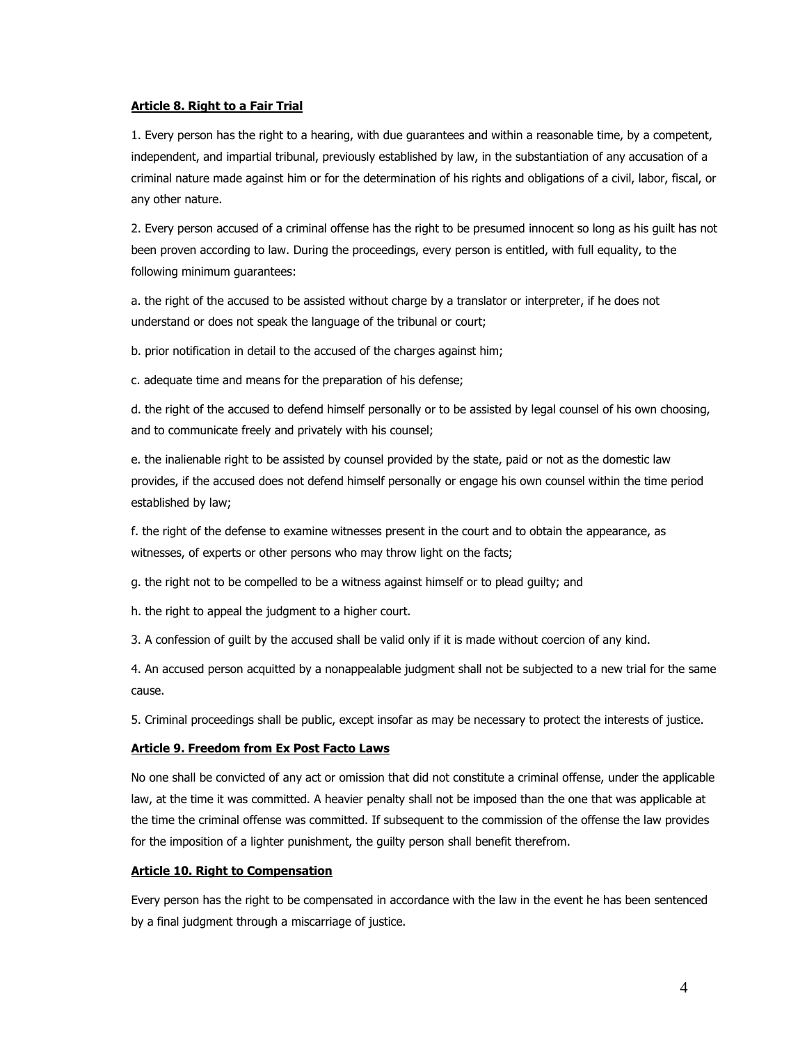### Article 8. Right to a Fair Trial

1. Every person has the right to a hearing, with due guarantees and within a reasonable time, by a competent, independent, and impartial tribunal, previously established by law, in the substantiation of any accusation of a criminal nature made against him or for the determination of his rights and obligations of a civil, labor, fiscal, or any other nature.

2. Every person accused of a criminal offense has the right to be presumed innocent so long as his guilt has not been proven according to law. During the proceedings, every person is entitled, with full equality, to the following minimum guarantees:

a. the right of the accused to be assisted without charge by a translator or interpreter, if he does not understand or does not speak the language of the tribunal or court;

b. prior notification in detail to the accused of the charges against him;

c. adequate time and means for the preparation of his defense;

d. the right of the accused to defend himself personally or to be assisted by legal counsel of his own choosing, and to communicate freely and privately with his counsel;

e. the inalienable right to be assisted by counsel provided by the state, paid or not as the domestic law provides, if the accused does not defend himself personally or engage his own counsel within the time period established by law;

f. the right of the defense to examine witnesses present in the court and to obtain the appearance, as witnesses, of experts or other persons who may throw light on the facts;

g. the right not to be compelled to be a witness against himself or to plead guilty; and

h. the right to appeal the judgment to a higher court.

3. A confession of guilt by the accused shall be valid only if it is made without coercion of any kind.

4. An accused person acquitted by a nonappealable judgment shall not be subjected to a new trial for the same cause.

5. Criminal proceedings shall be public, except insofar as may be necessary to protect the interests of justice.

### Article 9. Freedom from Ex Post Facto Laws

No one shall be convicted of any act or omission that did not constitute a criminal offense, under the applicable law, at the time it was committed. A heavier penalty shall not be imposed than the one that was applicable at the time the criminal offense was committed. If subsequent to the commission of the offense the law provides for the imposition of a lighter punishment, the guilty person shall benefit therefrom.

### Article 10. Right to Compensation

Every person has the right to be compensated in accordance with the law in the event he has been sentenced by a final judgment through a miscarriage of justice.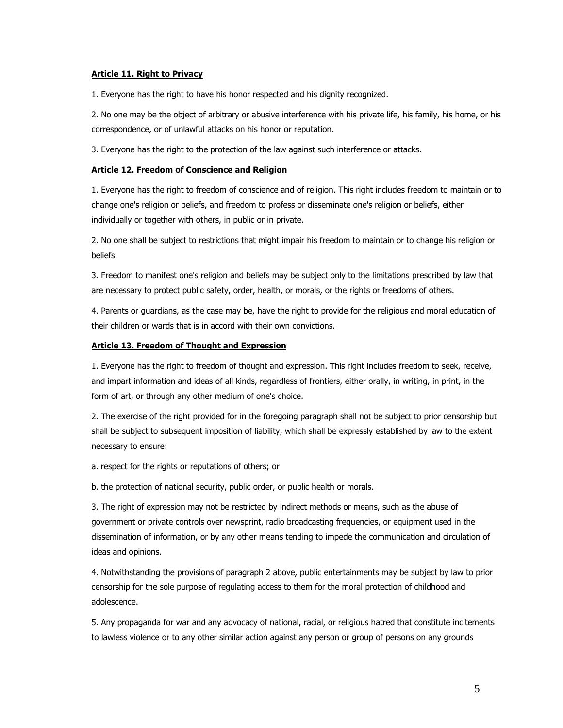**Article 11. Right to Privacy**

1. Everyone has the right to have his honor respected and his dignity recognized.

2. No one may be the object of arbitrary or abusive interference with his private life, his family, his home, or his correspondence, or of unlawful attacks on his honor or reputation.

3. Everyone has the right to the protection of the law against such interference or attacks.

**Article 12. Freedom of Conscience and Religion**

1. Everyone has the right to freedom of conscience and of religion. This right includes freedom to maintain or to change one's religion or beliefs, and freedom to profess or disseminate one's religion or beliefs, either individually or together with others, in public or in private.

2. No one shall be subject to restrictions that might impair his freedom to maintain or to change his religion or beliefs.

3. Freedom to manifest one's religion and beliefs may be subject only to the limitations prescribed by law that are necessary to protect public safety, order, health, or morals, or the rights or freedoms of others.

4. Parents or guardians, as the case may be, have the right to provide for the religious and moral education of their children or wards that is in accord with their own convictions.

**Article 13. Freedom of Thought and Expression**

1. Everyone has the right to freedom of thought and expression. This right includes freedom to seek, receive, and impart information and ideas of all kinds, regardless of frontiers, either orally, in writing, in print, in the form of art, or through any other medium of one's choice.

2. The exercise of the right provided for in the foregoing paragraph shall not be subject to prior censorship but shall be subject to subsequent imposition of liability, which shall be expressly established by law to the extent necessary to ensure:

a. respect for the rights or reputations of others; or

b. the protection of national security, public order, or public health or morals.

3. The right of expression may not be restricted by indirect methods or means, such as the abuse of government or private controls over newsprint, radio broadcasting frequencies, or equipment used in the dissemination of information, or by any other means tending to impede the communication and circulation of ideas and opinions.

4. Notwithstanding the provisions of paragraph 2 above, public entertainments may be subject by law to prior censorship for the sole purpose of regulating access to them for the moral protection of childhood and adolescence.

5. Any propaganda for war and any advocacy of national, racial, or religious hatred that constitute incitements to lawless violence or to any other similar action against any person or group of persons on any grounds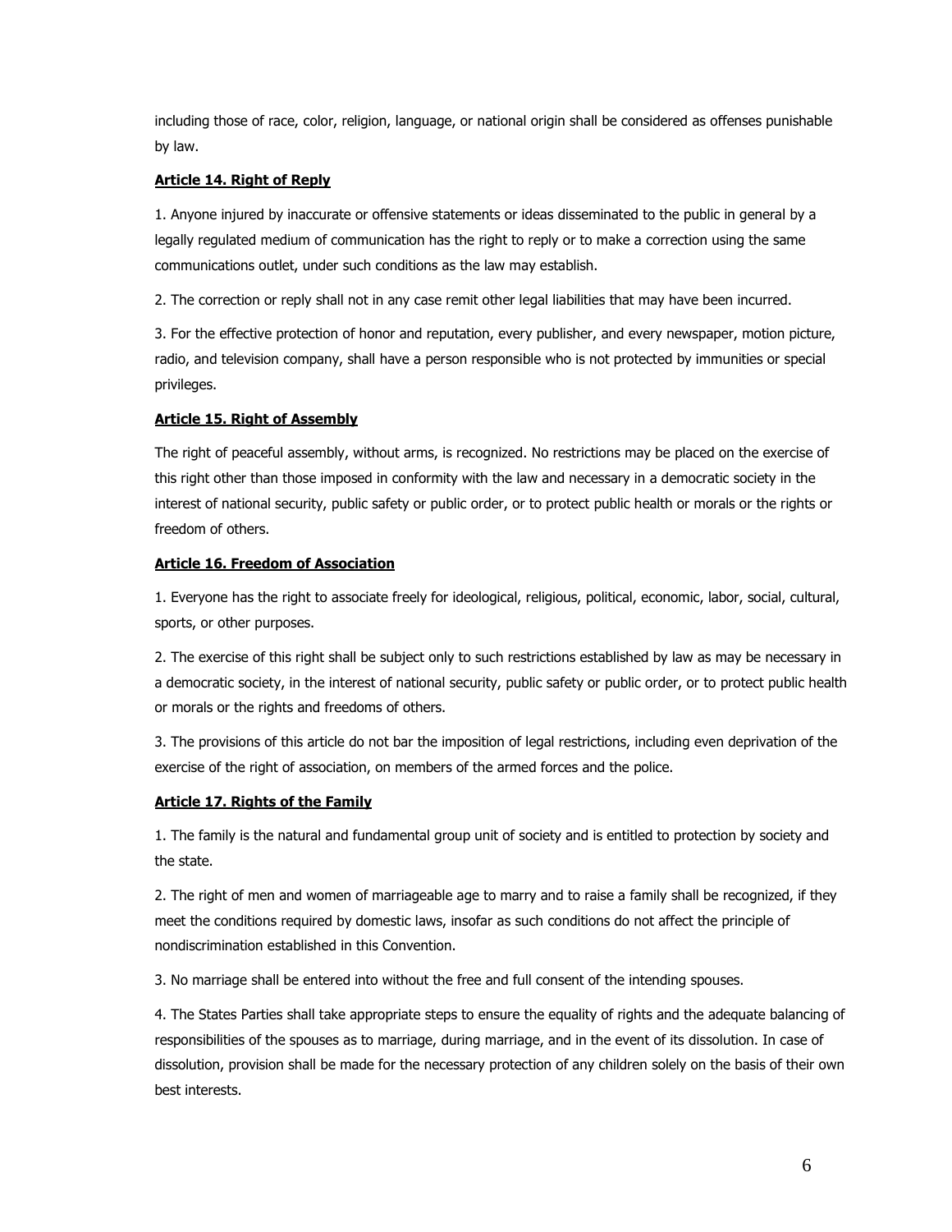including those of race, color, religion, language, or national origin shall be considered as offenses punishable by law.

**Article 14. Right of Reply**

1. Anyone injured by inaccurate or offensive statements or ideas disseminated to the public in general by a legally regulated medium of communication has the right to reply or to make a correction using the same communications outlet, under such conditions as the law may establish.

2. The correction or reply shall not in any case remit other legal liabilities that may have been incurred.

3. For the effective protection of honor and reputation, every publisher, and every newspaper, motion picture, radio, and television company, shall have a person responsible who is not protected by immunities or special privileges.

**Article 15. Right of Assembly**

The right of peaceful assembly, without arms, is recognized. No restrictions may be placed on the exercise of this right other than those imposed in conformity with the law and necessary in a democratic society in the interest of national security, public safety or public order, or to protect public health or morals or the rights or freedom of others.

**Article 16. Freedom of Association**

1. Everyone has the right to associate freely for ideological, religious, political, economic, labor, social, cultural, sports, or other purposes.

2. The exercise of this right shall be subject only to such restrictions established by law as may be necessary in a democratic society, in the interest of national security, public safety or public order, or to protect public health or morals or the rights and freedoms of others.

3. The provisions of this article do not bar the imposition of legal restrictions, including even deprivation of the exercise of the right of association, on members of the armed forces and the police.

**Article 17. Rights of the Family**

1. The family is the natural and fundamental group unit of society and is entitled to protection by society and the state.

2. The right of men and women of marriageable age to marry and to raise a family shall be recognized, if they meet the conditions required by domestic laws, insofar as such conditions do not affect the principle of nondiscrimination established in this Convention.

3. No marriage shall be entered into without the free and full consent of the intending spouses.

4. The States Parties shall take appropriate steps to ensure the equality of rights and the adequate balancing of responsibilities of the spouses as to marriage, during marriage, and in the event of its dissolution. In case of dissolution, provision shall be made for the necessary protection of any children solely on the basis of their own best interests.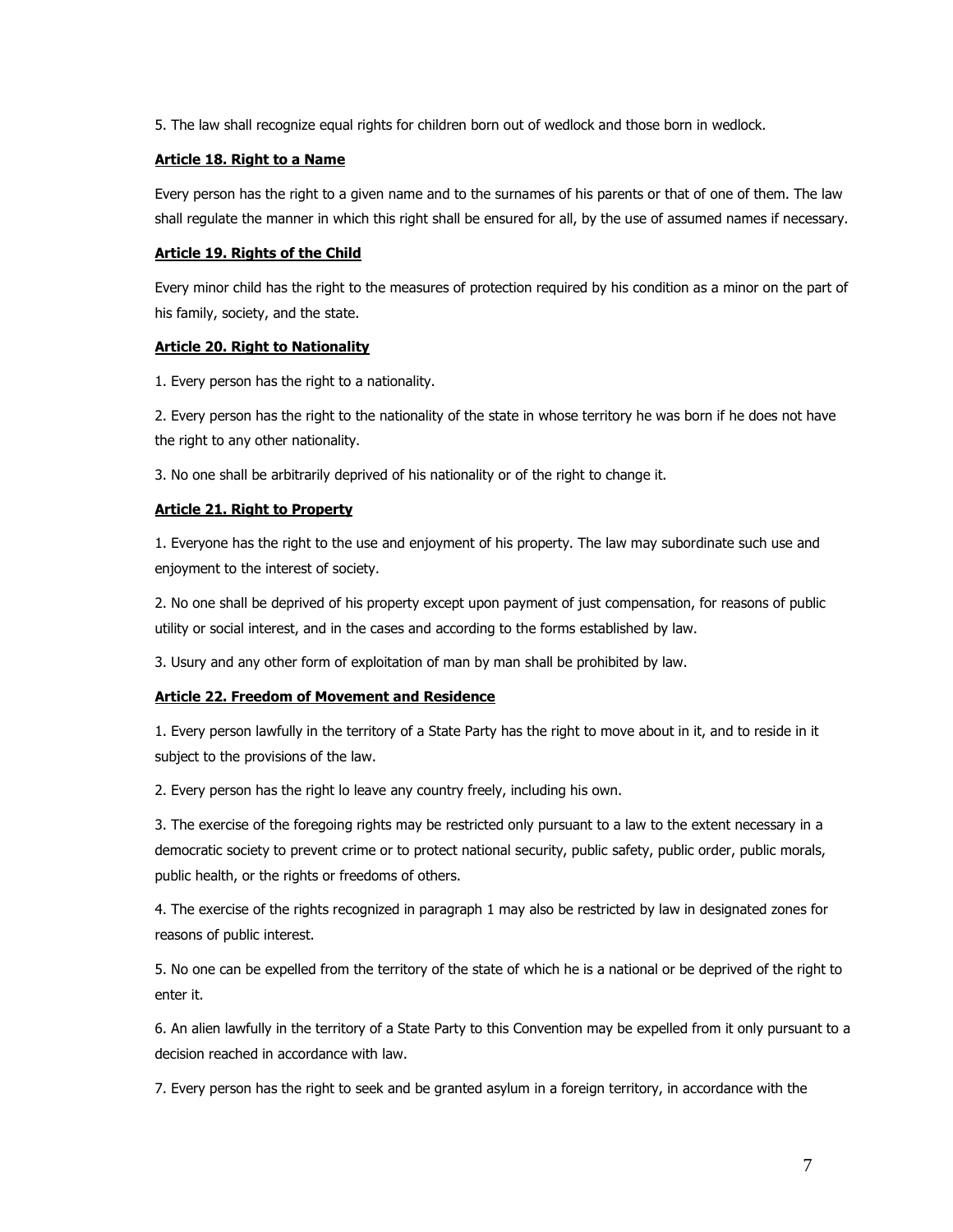5. The law shall recognize equal rights for children born out of wedlock and those born in wedlock.

**Article 18. Right to a Name**

Every person has the right to a given name and to the surnames of his parents or that of one of them. The law shall regulate the manner in which this right shall be ensured for all, by the use of assumed names if necessary.

**Article 19. Rights of the Child**

Every minor child has the right to the measures of protection required by his condition as a minor on the part of his family, society, and the state.

**Article 20. Right to Nationality**

1. Every person has the right to a nationality.

2. Every person has the right to the nationality of the state in whose territory he was born if he does not have the right to any other nationality.

3. No one shall be arbitrarily deprived of his nationality or of the right to change it.

**Article 21. Right to Property**

1. Everyone has the right to the use and enjoyment of his property. The law may subordinate such use and enjoyment to the interest of society.

2. No one shall be deprived of his property except upon payment of just compensation, for reasons of public utility or social interest, and in the cases and according to the forms established by law.

3. Usury and any other form of exploitation of man by man shall be prohibited by law.

**Article 22. Freedom of Movement and Residence**

1. Every person lawfully in the territory of a State Party has the right to move about in it, and to reside in it subject to the provisions of the law.

2. Every person has the right lo leave any country freely, including his own.

3. The exercise of the foregoing rights may be restricted only pursuant to a law to the extent necessary in a democratic society to prevent crime or to protect national security, public safety, public order, public morals, public health, or the rights or freedoms of others.

4. The exercise of the rights recognized in paragraph 1 may also be restricted by law in designated zones for reasons of public interest.

5. No one can be expelled from the territory of the state of which he is a national or be deprived of the right to enter it.

6. An alien lawfully in the territory of a State Party to this Convention may be expelled from it only pursuant to a decision reached in accordance with law.

7. Every person has the right to seek and be granted asylum in a foreign territory, in accordance with the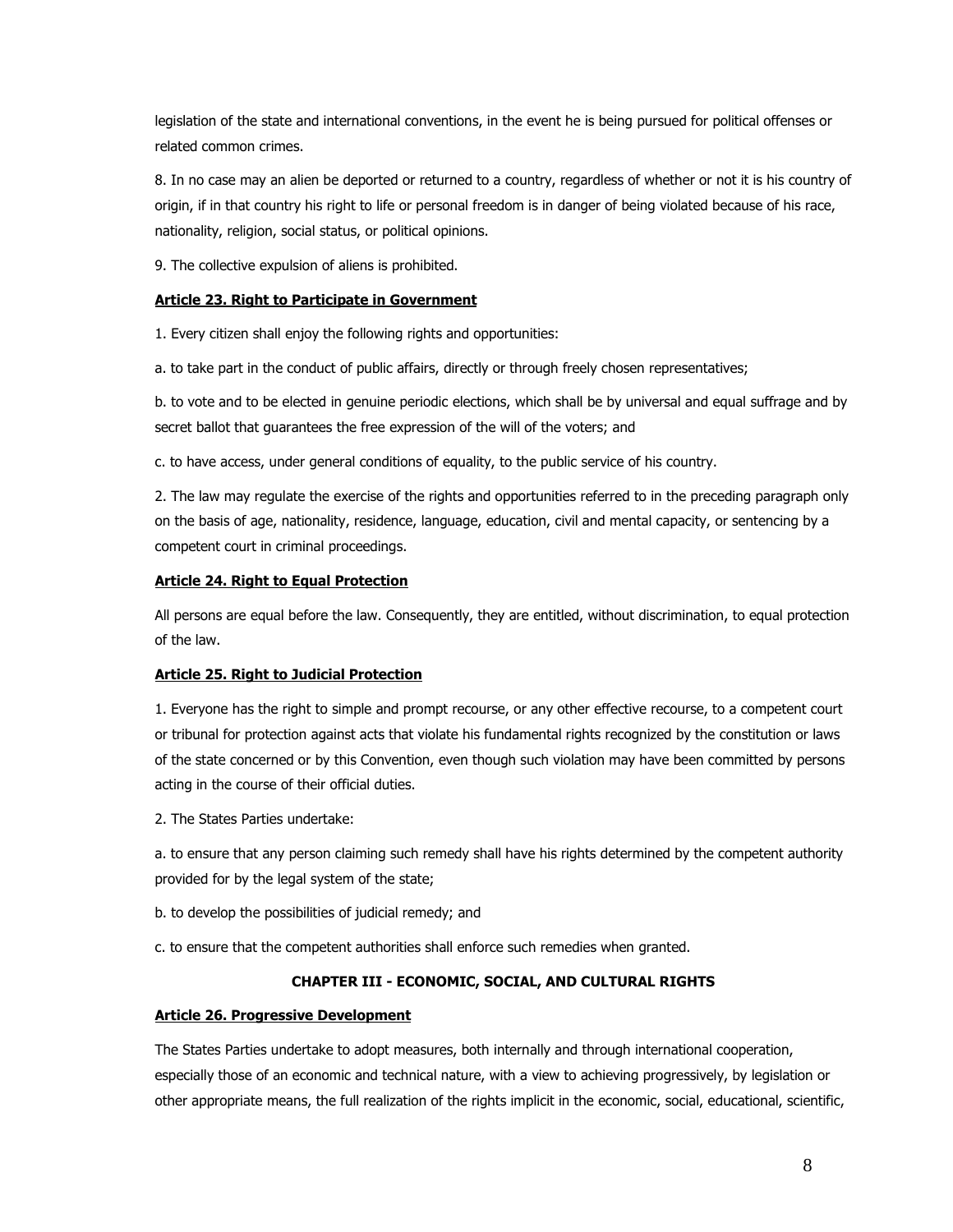legislation of the state and international conventions, in the event he is being pursued for political offenses or related common crimes.

8. In no case may an alien be deported or returned to a country, regardless of whether or not it is his country of origin, if in that country his right to life or personal freedom is in danger of being violated because of his race, nationality, religion, social status, or political opinions.

9. The collective expulsion of aliens is prohibited.

**Article 23. Right to Participate in Government**

1. Every citizen shall enjoy the following rights and opportunities:

a. to take part in the conduct of public affairs, directly or through freely chosen representatives;

b. to vote and to be elected in genuine periodic elections, which shall be by universal and equal suffrage and by secret ballot that guarantees the free expression of the will of the voters; and

c. to have access, under general conditions of equality, to the public service of his country.

2. The law may regulate the exercise of the rights and opportunities referred to in the preceding paragraph only on the basis of age, nationality, residence, language, education, civil and mental capacity, or sentencing by a competent court in criminal proceedings.

**Article 24. Right to Equal Protection**

All persons are equal before the law. Consequently, they are entitled, without discrimination, to equal protection of the law.

**Article 25. Right to Judicial Protection**

1. Everyone has the right to simple and prompt recourse, or any other effective recourse, to a competent court or tribunal for protection against acts that violate his fundamental rights recognized by the constitution or laws of the state concerned or by this Convention, even though such violation may have been committed by persons acting in the course of their official duties.

2. The States Parties undertake:

a. to ensure that any person claiming such remedy shall have his rights determined by the competent authority provided for by the legal system of the state;

b. to develop the possibilities of judicial remedy; and

c. to ensure that the competent authorities shall enforce such remedies when granted.

## CHAPTER III - ECONOMIC, SOCIAL, AND CULTURAL RIGHTS

**Article 26. Progressive Development**

The States Parties undertake to adopt measures, both internally and through international cooperation, especially those of an economic and technical nature, with a view to achieving progressively, by legislation or other appropriate means, the full realization of the rights implicit in the economic, social, educational, scientific,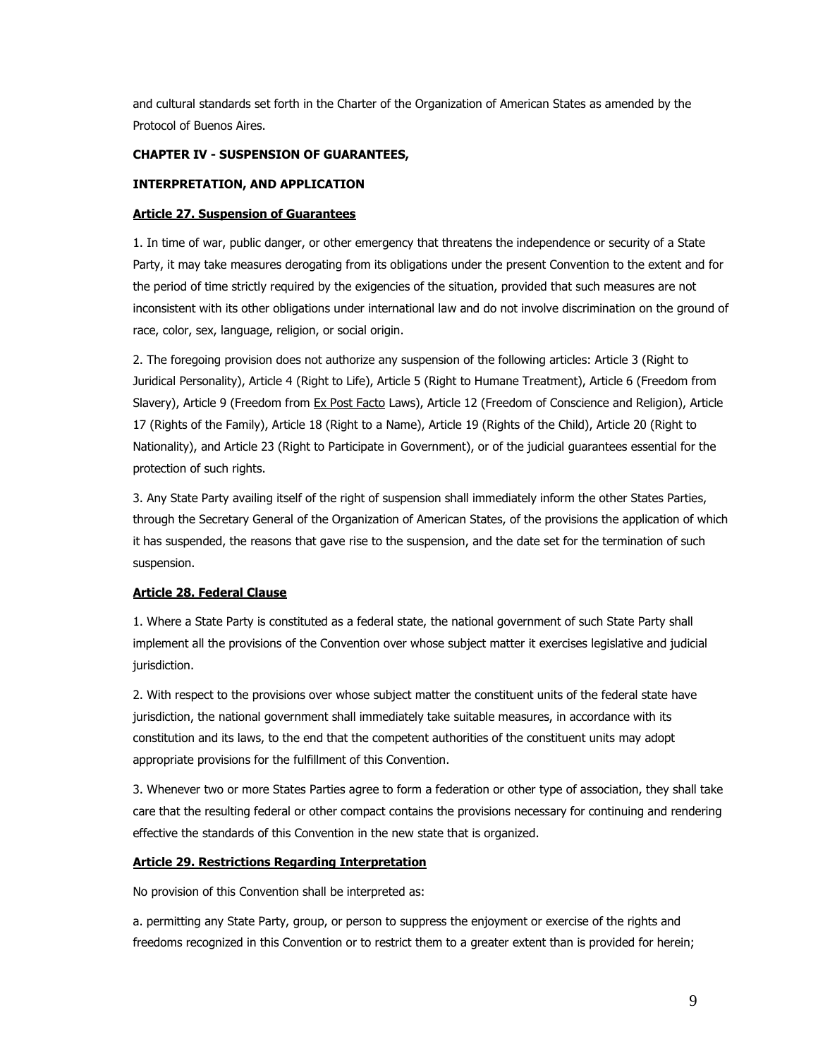and cultural standards set forth in the Charter of the Organization of American States as amended by the Protocol of Buenos Aires.

## CHAPTER IV - SUSPENSION OF GUARANTEES,

## INTERPRETATION, AND APPLICATION

### Article 27. Suspension of Guarantees

1. In time of war, public danger, or other emergency that threatens the independence or security of a State Party, it may take measures derogating from its obligations under the present Convention to the extent and for the period of time strictly required by the exigencies of the situation, provided that such measures are not inconsistent with its other obligations under international law and do not involve discrimination on the ground of race, color, sex, language, religion, or social origin.

2. The foregoing provision does not authorize any suspension of the following articles: Article 3 (Right to Juridical Personality), Article 4 (Right to Life), Article 5 (Right to Humane Treatment), Article 6 (Freedom from Slavery), Article 9 (Freedom from Ex Post Facto Laws), Article 12 (Freedom of Conscience and Religion), Article 17 (Rights of the Family), Article 18 (Right to a Name), Article 19 (Rights of the Child), Article 20 (Right to Nationality), and Article 23 (Right to Participate in Government), or of the judicial guarantees essential for the protection of such rights.

3. Any State Party availing itself of the right of suspension shall immediately inform the other States Parties, through the Secretary General of the Organization of American States, of the provisions the application of which it has suspended, the reasons that gave rise to the suspension, and the date set for the termination of such suspension.

### Article 28. Federal Clause

1. Where a State Party is constituted as a federal state, the national government of such State Party shall implement all the provisions of the Convention over whose subject matter it exercises legislative and judicial jurisdiction.

2. With respect to the provisions over whose subject matter the constituent units of the federal state have jurisdiction, the national government shall immediately take suitable measures, in accordance with its constitution and its laws, to the end that the competent authorities of the constituent units may adopt appropriate provisions for the fulfillment of this Convention.

3. Whenever two or more States Parties agree to form a federation or other type of association, they shall take care that the resulting federal or other compact contains the provisions necessary for continuing and rendering effective the standards of this Convention in the new state that is organized.

### Article 29. Restrictions Regarding Interpretation

No provision of this Convention shall be interpreted as:

a. permitting any State Party, group, or person to suppress the enjoyment or exercise of the rights and freedoms recognized in this Convention or to restrict them to a greater extent than is provided for herein;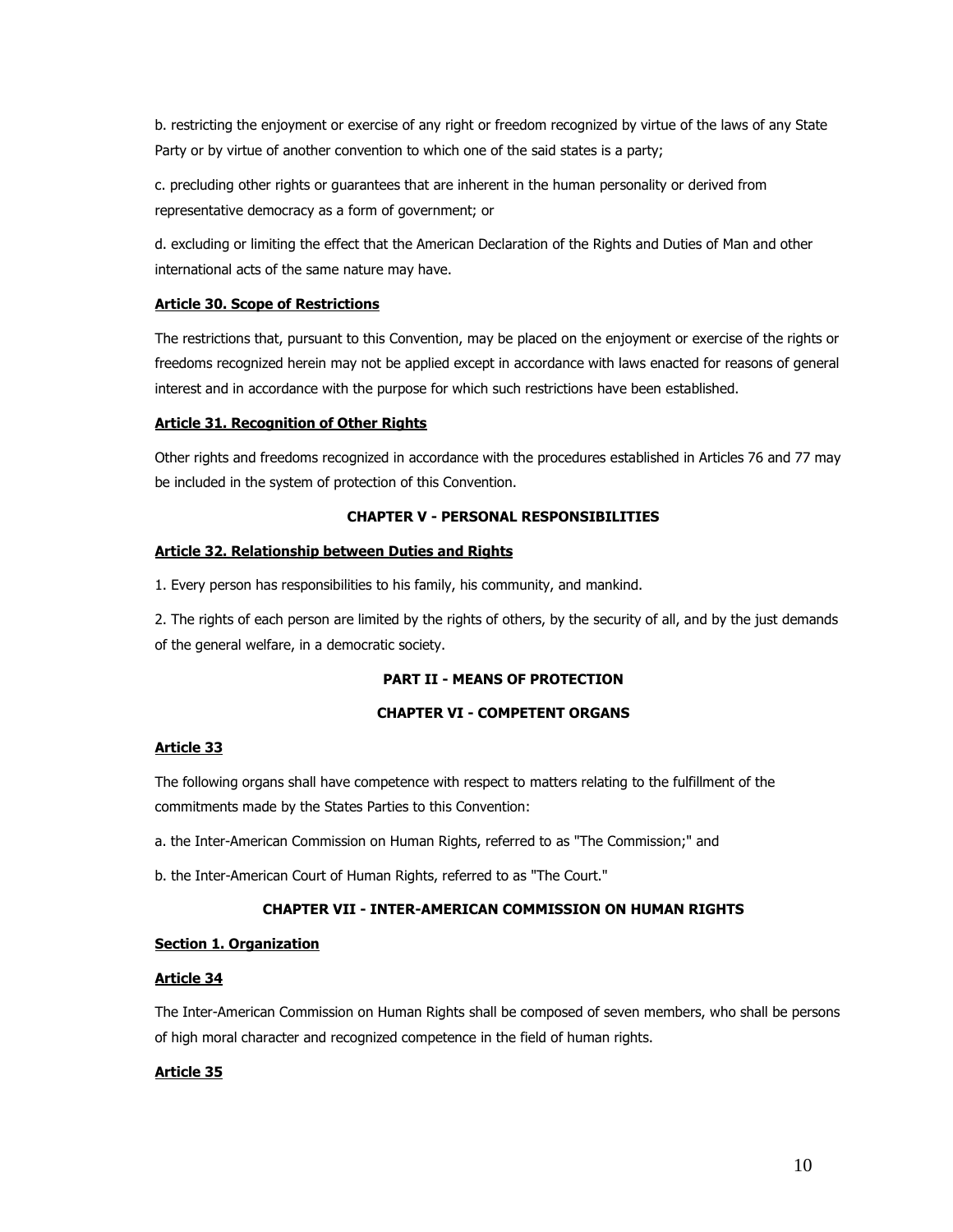b. restricting the enjoyment or exercise of any right or freedom recognized by virtue of the laws of any State Party or by virtue of another convention to which one of the said states is a party;

c. precluding other rights or guarantees that are inherent in the human personality or derived from representative democracy as a form of government; or

d. excluding or limiting the effect that the American Declaration of the Rights and Duties of Man and other international acts of the same nature may have.

**Article 30. Scope of Restrictions**

The restrictions that, pursuant to this Convention, may be placed on the enjoyment or exercise of the rights or freedoms recognized herein may not be applied except in accordance with laws enacted for reasons of general interest and in accordance with the purpose for which such restrictions have been established.

**Article 31. Recognition of Other Rights**

Other rights and freedoms recognized in accordance with the procedures established in Articles 76 and 77 may be included in the system of protection of this Convention.

## CHAPTER V - PERSONAL RESPONSIBILITIES

**Article 32. Relationship between Duties and Rights**

1. Every person has responsibilities to his family, his community, and mankind.

2. The rights of each person are limited by the rights of others, by the security of all, and by the just demands of the general welfare, in a democratic society.

# PART II - MEANS OF PROTECTION

## CHAPTER VI - COMPETENT ORGANS

**Article 33**

The following organs shall have competence with respect to matters relating to the fulfillment of the commitments made by the States Parties to this Convention:

a. the Inter-American Commission on Human Rights, referred to as "The Commission;" and

b. the Inter-American Court of Human Rights, referred to as "The Court."

## CHAPTER VII - INTER-AMERICAN COMMISSION ON HUMAN RIGHTS

**Section 1. Organization**

**Article 34**

The Inter-American Commission on Human Rights shall be composed of seven members, who shall be persons of high moral character and recognized competence in the field of human rights.

**Article 35**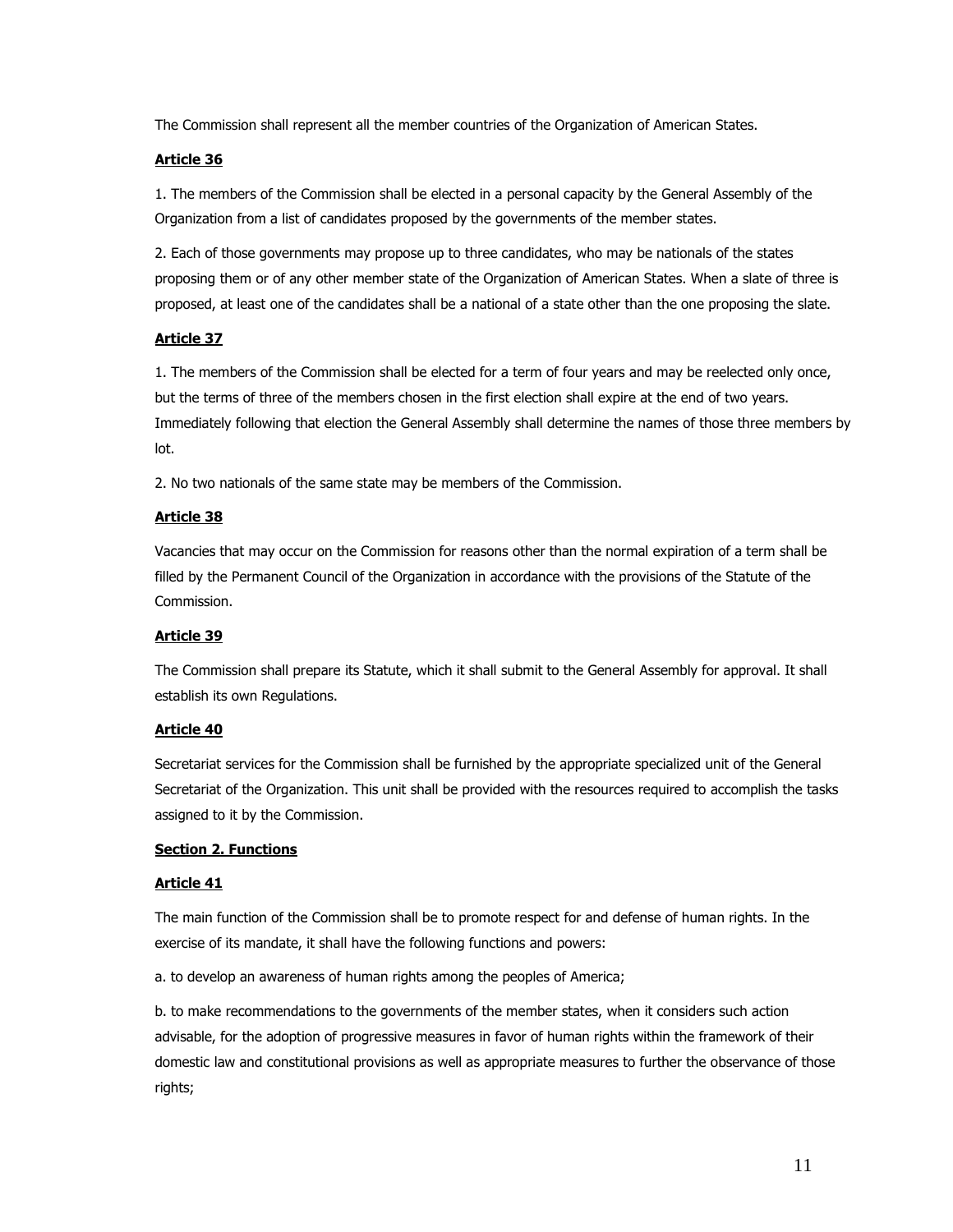The Commission shall represent all the member countries of the Organization of American States.

**Article 36**

1. The members of the Commission shall be elected in a personal capacity by the General Assembly of the Organization from a list of candidates proposed by the governments of the member states.

2. Each of those governments may propose up to three candidates, who may be nationals of the states proposing them or of any other member state of the Organization of American States. When a slate of three is proposed, at least one of the candidates shall be a national of a state other than the one proposing the slate.

**Article 37**

1. The members of the Commission shall be elected for a term of four years and may be reelected only once, but the terms of three of the members chosen in the first election shall expire at the end of two years. Immediately following that election the General Assembly shall determine the names of those three members by lot.

2. No two nationals of the same state may be members of the Commission.

**Article 38**

Vacancies that may occur on the Commission for reasons other than the normal expiration of a term shall be filled by the Permanent Council of the Organization in accordance with the provisions of the Statute of the Commission.

**Article 39**

The Commission shall prepare its Statute, which it shall submit to the General Assembly for approval. It shall establish its own Regulations.

**Article 40**

Secretariat services for the Commission shall be furnished by the appropriate specialized unit of the General Secretariat of the Organization. This unit shall be provided with the resources required to accomplish the tasks assigned to it by the Commission.

**Section 2. Functions**

**Article 41**

The main function of the Commission shall be to promote respect for and defense of human rights. In the exercise of its mandate, it shall have the following functions and powers:

a. to develop an awareness of human rights among the peoples of America;

b. to make recommendations to the governments of the member states, when it considers such action advisable, for the adoption of progressive measures in favor of human rights within the framework of their domestic law and constitutional provisions as well as appropriate measures to further the observance of those rights;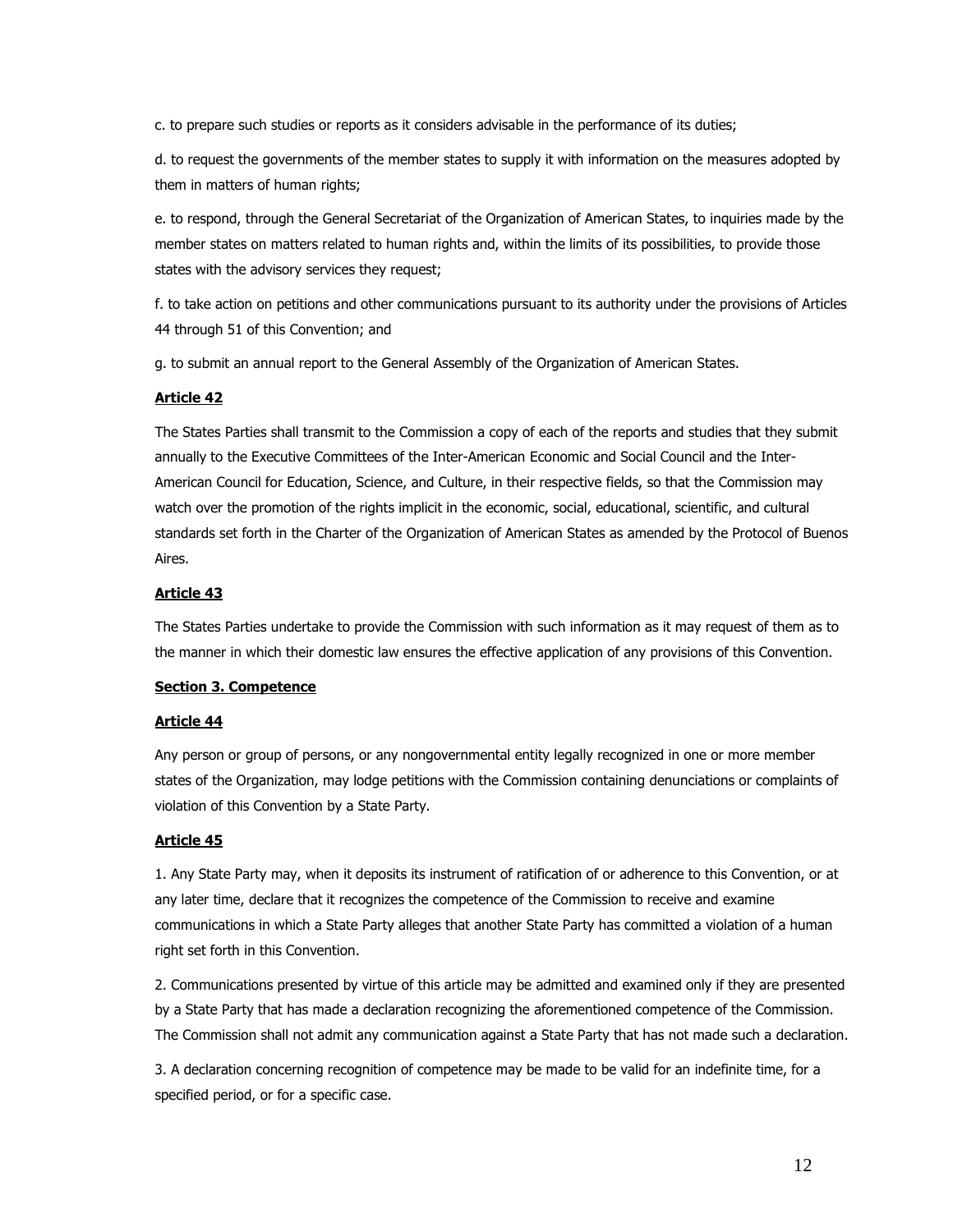c. to prepare such studies or reports as it considers advisable in the performance of its duties;

d. to request the governments of the member states to supply it with information on the measures adopted by them in matters of human rights;

e. to respond, through the General Secretariat of the Organization of American States, to inquiries made by the member states on matters related to human rights and, within the limits of its possibilities, to provide those states with the advisory services they request;

f. to take action on petitions and other communications pursuant to its authority under the provisions of Articles 44 through 51 of this Convention; and

g. to submit an annual report to the General Assembly of the Organization of American States.

### Article 42

The States Parties shall transmit to the Commission a copy of each of the reports and studies that they submit annually to the Executive Committees of the Inter-American Economic and Social Council and the Inter-American Council for Education, Science, and Culture, in their respective fields, so that the Commission may watch over the promotion of the rights implicit in the economic, social, educational, scientific, and cultural standards set forth in the Charter of the Organization of American States as amended by the Protocol of Buenos Aires.

### Article 43

The States Parties undertake to provide the Commission with such information as it may request of them as to the manner in which their domestic law ensures the effective application of any provisions of this Convention.

## Section 3. Competence

### Article 44

Any person or group of persons, or any nongovernmental entity legally recognized in one or more member states of the Organization, may lodge petitions with the Commission containing denunciations or complaints of violation of this Convention by a State Party.

### Article 45

1. Any State Party may, when it deposits its instrument of ratification of or adherence to this Convention, or at any later time, declare that it recognizes the competence of the Commission to receive and examine communications in which a State Party alleges that another State Party has committed a violation of a human right set forth in this Convention.

2. Communications presented by virtue of this article may be admitted and examined only if they are presented by a State Party that has made a declaration recognizing the aforementioned competence of the Commission. The Commission shall not admit any communication against a State Party that has not made such a declaration.

3. A declaration concerning recognition of competence may be made to be valid for an indefinite time, for a specified period, or for a specific case.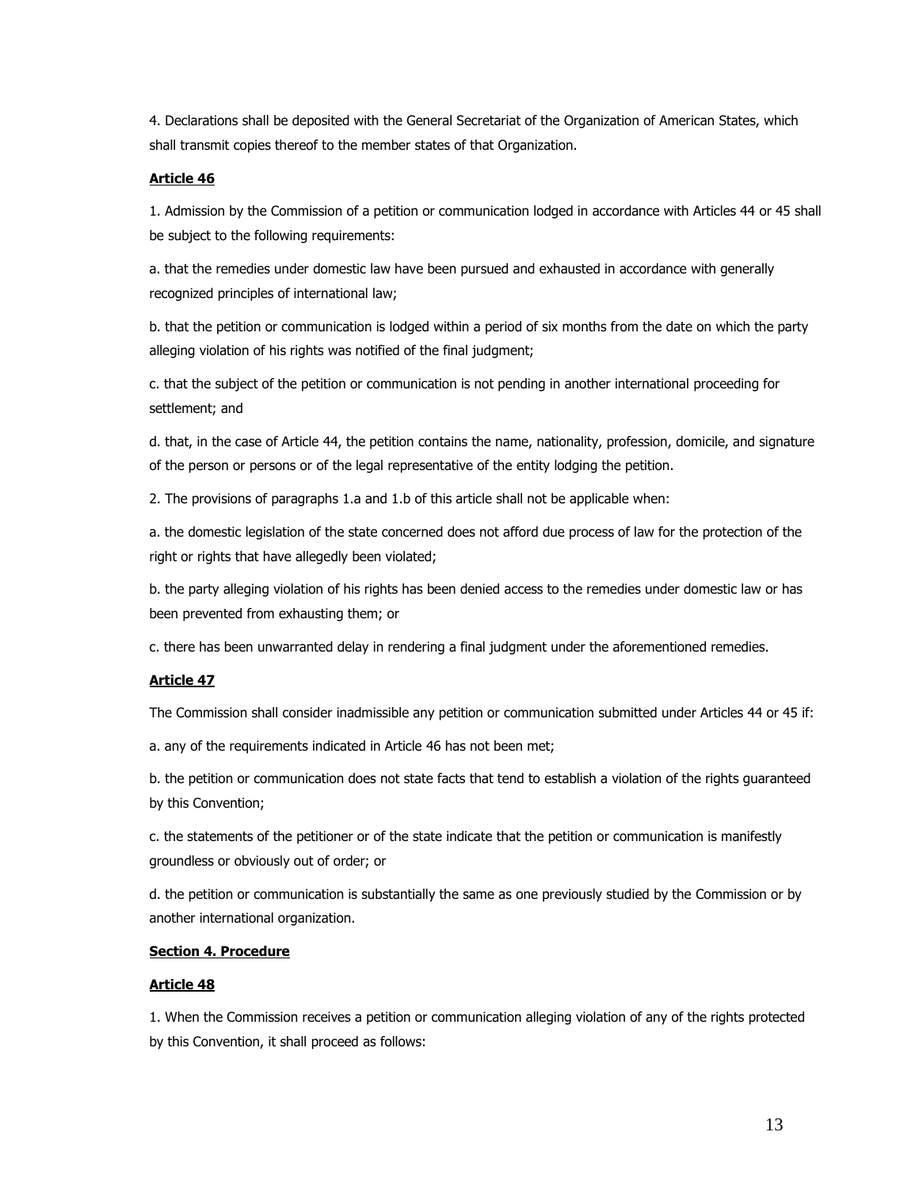4. Declarations shall be deposited with the General Secretariat of the Organization of American States, which shall transmit copies thereof to the member states of that Organization.

**Article 46**

1. Admission by the Commission of a petition or communication lodged in accordance with Articles 44 or 45 shall be subject to the following requirements:

a. that the remedies under domestic law have been pursued and exhausted in accordance with generally recognized principles of international law;

b. that the petition or communication is lodged within a period of six months from the date on which the party alleging violation of his rights was notified of the final judgment;

c. that the subject of the petition or communication is not pending in another international proceeding for settlement; and

d. that, in the case of Article 44, the petition contains the name, nationality, profession, domicile, and signature of the person or persons or of the legal representative of the entity lodging the petition.

2. The provisions of paragraphs 1.a and 1.b of this article shall not be applicable when:

a. the domestic legislation of the state concerned does not afford due process of law for the protection of the right or rights that have allegedly been violated;

b. the party alleging violation of his rights has been denied access to the remedies under domestic law or has been prevented from exhausting them; or

c. there has been unwarranted delay in rendering a final judgment under the aforementioned remedies.

**Article 47**

The Commission shall consider inadmissible any petition or communication submitted under Articles 44 or 45 if:

a. any of the requirements indicated in Article 46 has not been met;

b. the petition or communication does not state facts that tend to establish a violation of the rights guaranteed by this Convention;

c. the statements of the petitioner or of the state indicate that the petition or communication is manifestly groundless or obviously out of order; or

d. the petition or communication is substantially the same as one previously studied by the Commission or by another international organization.

**Section 4. Procedure**

**Article 48**

1. When the Commission receives a petition or communication alleging violation of any of the rights protected by this Convention, it shall proceed as follows: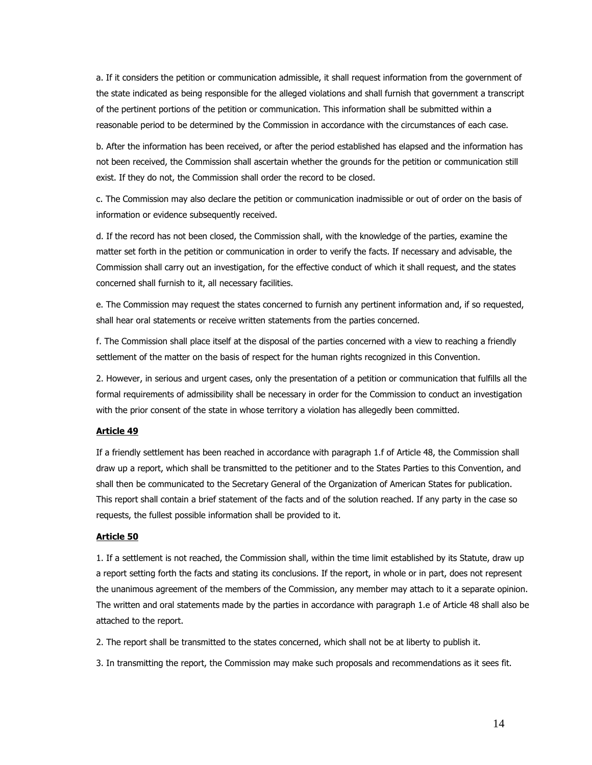a. If it considers the petition or communication admissible, it shall request information from the government of the state indicated as being responsible for the alleged violations and shall furnish that government a transcript of the pertinent portions of the petition or communication. This information shall be submitted within a reasonable period to be determined by the Commission in accordance with the circumstances of each case.

b. After the information has been received, or after the period established has elapsed and the information has not been received, the Commission shall ascertain whether the grounds for the petition or communication still exist. If they do not, the Commission shall order the record to be closed.

c. The Commission may also declare the petition or communication inadmissible or out of order on the basis of information or evidence subsequently received.

d. If the record has not been closed, the Commission shall, with the knowledge of the parties, examine the matter set forth in the petition or communication in order to verify the facts. If necessary and advisable, the Commission shall carry out an investigation, for the effective conduct of which it shall request, and the states concerned shall furnish to it, all necessary facilities.

e. The Commission may request the states concerned to furnish any pertinent information and, if so requested, shall hear oral statements or receive written statements from the parties concerned.

f. The Commission shall place itself at the disposal of the parties concerned with a view to reaching a friendly settlement of the matter on the basis of respect for the human rights recognized in this Convention.

2. However, in serious and urgent cases, only the presentation of a petition or communication that fulfills all the formal requirements of admissibility shall be necessary in order for the Commission to conduct an investigation with the prior consent of the state in whose territory a violation has allegedly been committed.

**Article 49**

If a friendly settlement has been reached in accordance with paragraph 1.f of Article 48, the Commission shall draw up a report, which shall be transmitted to the petitioner and to the States Parties to this Convention, and shall then be communicated to the Secretary General of the Organization of American States for publication. This report shall contain a brief statement of the facts and of the solution reached. If any party in the case so requests, the fullest possible information shall be provided to it.

**Article 50**

1. If a settlement is not reached, the Commission shall, within the time limit established by its Statute, draw up a report setting forth the facts and stating its conclusions. If the report, in whole or in part, does not represent the unanimous agreement of the members of the Commission, any member may attach to it a separate opinion. The written and oral statements made by the parties in accordance with paragraph 1.e of Article 48 shall also be attached to the report.

2. The report shall be transmitted to the states concerned, which shall not be at liberty to publish it.

3. In transmitting the report, the Commission may make such proposals and recommendations as it sees fit.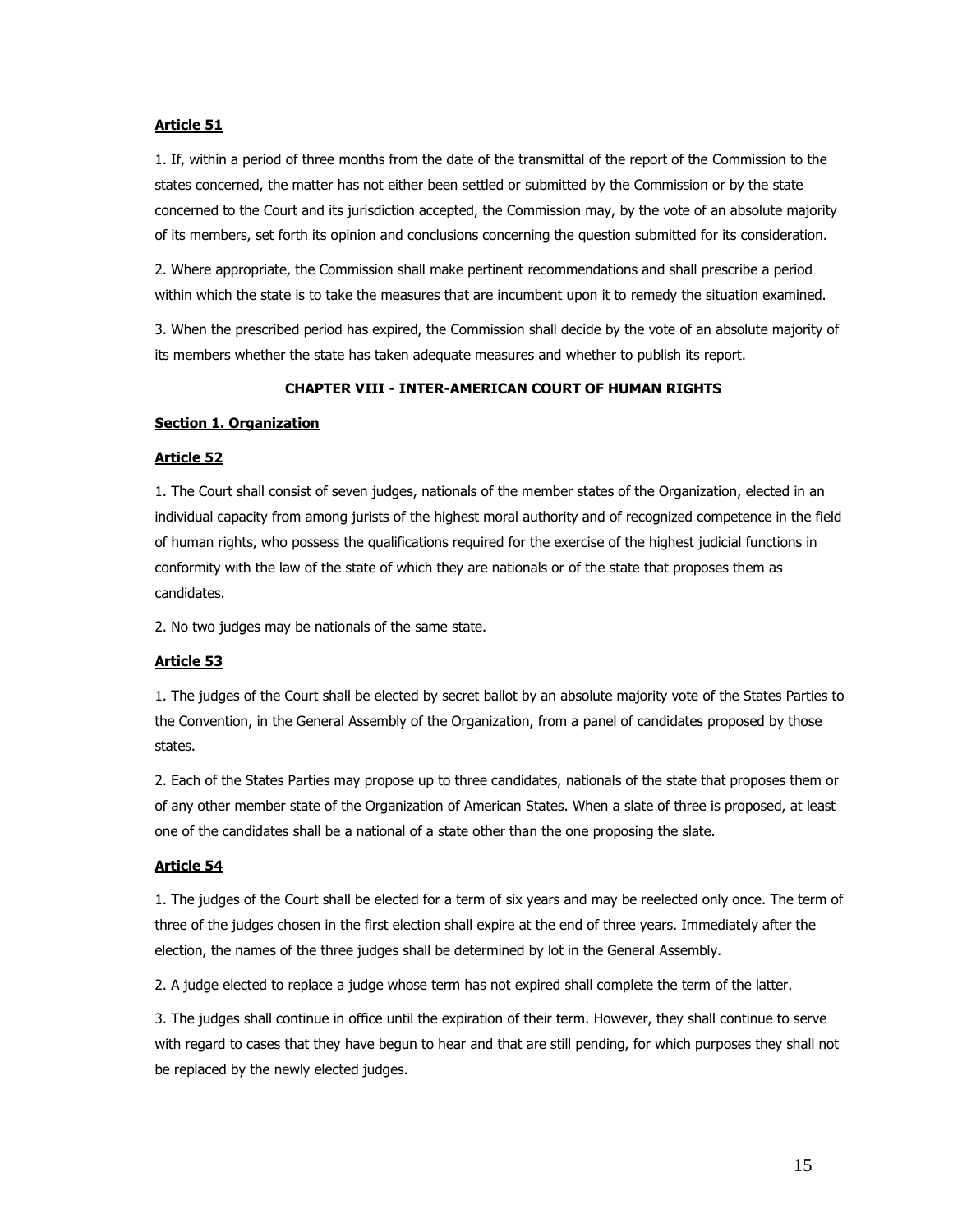**Article 51**

1. If, within a period of three months from the date of the transmittal of the report of the Commission to the states concerned, the matter has not either been settled or submitted by the Commission or by the state concerned to the Court and its jurisdiction accepted, the Commission may, by the vote of an absolute majority of its members, set forth its opinion and conclusions concerning the question submitted for its consideration.

2. Where appropriate, the Commission shall make pertinent recommendations and shall prescribe a period within which the state is to take the measures that are incumbent upon it to remedy the situation examined.

3. When the prescribed period has expired, the Commission shall decide by the vote of an absolute majority of its members whether the state has taken adequate measures and whether to publish its report.

## CHAPTER VIII - INTER-AMERICAN COURT OF HUMAN RIGHTS

### Section 1. Organization

**Article 52**

1. The Court shall consist of seven judges, nationals of the member states of the Organization, elected in an individual capacity from among jurists of the highest moral authority and of recognized competence in the field of human rights, who possess the qualifications required for the exercise of the highest judicial functions in conformity with the law of the state of which they are nationals or of the state that proposes them as candidates.

2. No two judges may be nationals of the same state.

**Article 53**

1. The judges of the Court shall be elected by secret ballot by an absolute majority vote of the States Parties to the Convention, in the General Assembly of the Organization, from a panel of candidates proposed by those states.

2. Each of the States Parties may propose up to three candidates, nationals of the state that proposes them or of any other member state of the Organization of American States. When a slate of three is proposed, at least one of the candidates shall be a national of a state other than the one proposing the slate.

**Article 54**

1. The judges of the Court shall be elected for a term of six years and may be reelected only once. The term of three of the judges chosen in the first election shall expire at the end of three years. Immediately after the election, the names of the three judges shall be determined by lot in the General Assembly.

2. A judge elected to replace a judge whose term has not expired shall complete the term of the latter.

3. The judges shall continue in office until the expiration of their term. However, they shall continue to serve with regard to cases that they have begun to hear and that are still pending, for which purposes they shall not be replaced by the newly elected judges.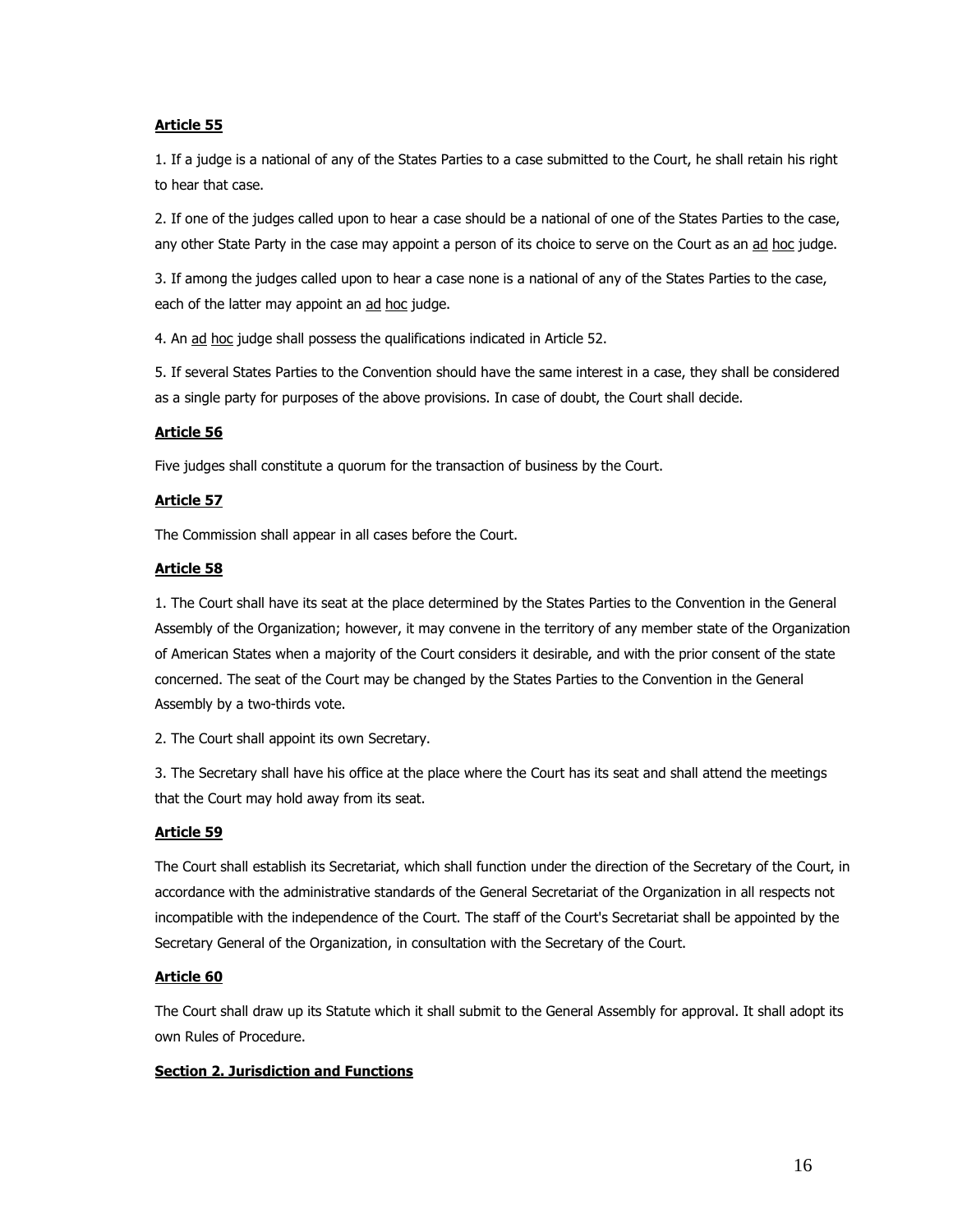**Article 55**

1. If a judge is a national of any of the States Parties to a case submitted to the Court, he shall retain his right to hear that case.

2. If one of the judges called upon to hear a case should be a national of one of the States Parties to the case, any other State Party in the case may appoint a person of its choice to serve on the Court as an ad hoc judge.

3. If among the judges called upon to hear a case none is a national of any of the States Parties to the case, each of the latter may appoint an ad hoc judge.

4. An ad hoc judge shall possess the qualifications indicated in Article 52.

5. If several States Parties to the Convention should have the same interest in a case, they shall be considered as a single party for purposes of the above provisions. In case of doubt, the Court shall decide.

**Article 56**

Five judges shall constitute a quorum for the transaction of business by the Court.

**Article 57**

The Commission shall appear in all cases before the Court.

**Article 58**

1. The Court shall have its seat at the place determined by the States Parties to the Convention in the General Assembly of the Organization; however, it may convene in the territory of any member state of the Organization of American States when a majority of the Court considers it desirable, and with the prior consent of the state concerned. The seat of the Court may be changed by the States Parties to the Convention in the General Assembly by a two-thirds vote.

2. The Court shall appoint its own Secretary.

3. The Secretary shall have his office at the place where the Court has its seat and shall attend the meetings that the Court may hold away from its seat.

**Article 59**

The Court shall establish its Secretariat, which shall function under the direction of the Secretary of the Court, in accordance with the administrative standards of the General Secretariat of the Organization in all respects not incompatible with the independence of the Court. The staff of the Court's Secretariat shall be appointed by the Secretary General of the Organization, in consultation with the Secretary of the Court.

**Article 60**

The Court shall draw up its Statute which it shall submit to the General Assembly for approval. It shall adopt its own Rules of Procedure.

**Section 2. Jurisdiction and Functions**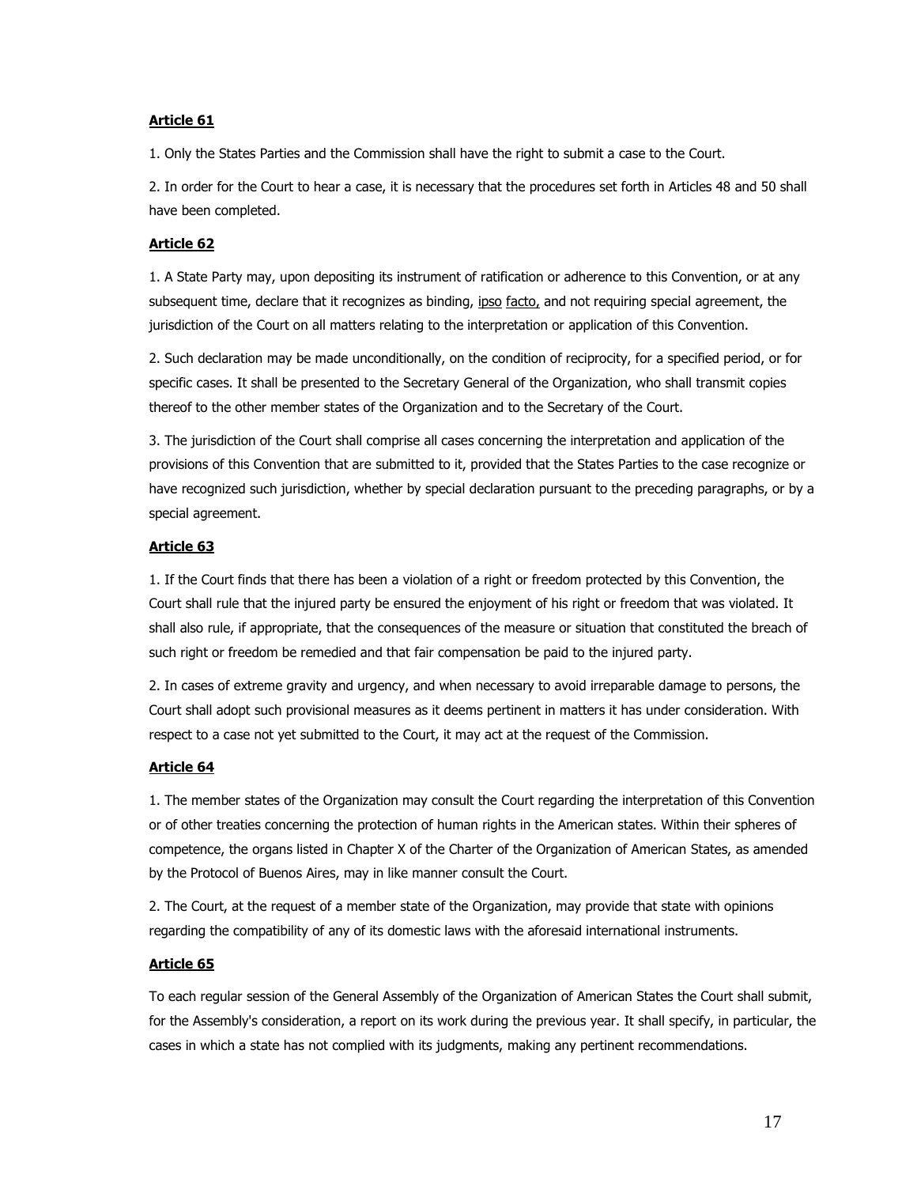**Article 61**

1. Only the States Parties and the Commission shall have the right to submit a case to the Court.

2. In order for the Court to hear a case, it is necessary that the procedures set forth in Articles 48 and 50 shall have been completed.

**Article 62**

1. A State Party may, upon depositing its instrument of ratification or adherence to this Convention, or at any subsequent time, declare that it recognizes as binding, ipso facto, and not requiring special agreement, the jurisdiction of the Court on all matters relating to the interpretation or application of this Convention.

2. Such declaration may be made unconditionally, on the condition of reciprocity, for a specified period, or for specific cases. It shall be presented to the Secretary General of the Organization, who shall transmit copies thereof to the other member states of the Organization and to the Secretary of the Court.

3. The jurisdiction of the Court shall comprise all cases concerning the interpretation and application of the provisions of this Convention that are submitted to it, provided that the States Parties to the case recognize or have recognized such jurisdiction, whether by special declaration pursuant to the preceding paragraphs, or by a special agreement.

**Article 63**

1. If the Court finds that there has been a violation of a right or freedom protected by this Convention, the Court shall rule that the injured party be ensured the enjoyment of his right or freedom that was violated. It shall also rule, if appropriate, that the consequences of the measure or situation that constituted the breach of such right or freedom be remedied and that fair compensation be paid to the injured party.

2. In cases of extreme gravity and urgency, and when necessary to avoid irreparable damage to persons, the Court shall adopt such provisional measures as it deems pertinent in matters it has under consideration. With respect to a case not yet submitted to the Court, it may act at the request of the Commission.

**Article 64**

1. The member states of the Organization may consult the Court regarding the interpretation of this Convention or of other treaties concerning the protection of human rights in the American states. Within their spheres of competence, the organs listed in Chapter X of the Charter of the Organization of American States, as amended by the Protocol of Buenos Aires, may in like manner consult the Court.

2. The Court, at the request of a member state of the Organization, may provide that state with opinions regarding the compatibility of any of its domestic laws with the aforesaid international instruments.

**Article 65**

To each regular session of the General Assembly of the Organization of American States the Court shall submit, for the Assembly's consideration, a report on its work during the previous year. It shall specify, in particular, the cases in which a state has not complied with its judgments, making any pertinent recommendations.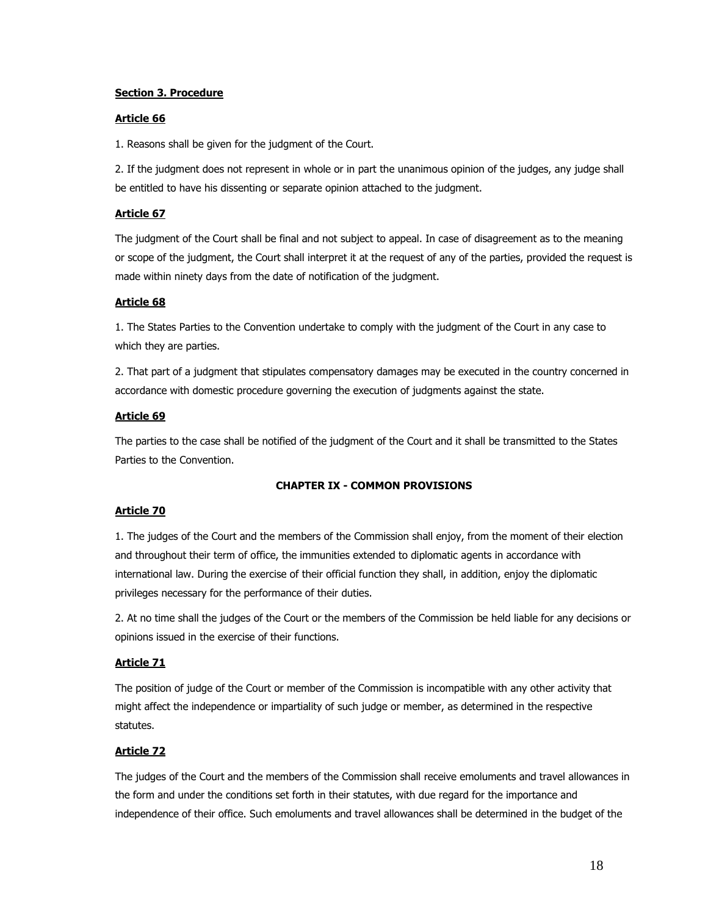**Section 3. Procedure**

**Article 66**

1. Reasons shall be given for the judgment of the Court.

2. If the judgment does not represent in whole or in part the unanimous opinion of the judges, any judge shall be entitled to have his dissenting or separate opinion attached to the judgment.

**Article 67**

The judgment of the Court shall be final and not subject to appeal. In case of disagreement as to the meaning or scope of the judgment, the Court shall interpret it at the request of any of the parties, provided the request is made within ninety days from the date of notification of the judgment.

**Article 68**

1. The States Parties to the Convention undertake to comply with the judgment of the Court in any case to which they are parties.

2. That part of a judgment that stipulates compensatory damages may be executed in the country concerned in accordance with domestic procedure governing the execution of judgments against the state.

**Article 69**

The parties to the case shall be notified of the judgment of the Court and it shall be transmitted to the States Parties to the Convention.

## CHAPTER IX - COMMON PROVISIONS

**Article 70**

1. The judges of the Court and the members of the Commission shall enjoy, from the moment of their election and throughout their term of office, the immunities extended to diplomatic agents in accordance with international law. During the exercise of their official function they shall, in addition, enjoy the diplomatic privileges necessary for the performance of their duties.

2. At no time shall the judges of the Court or the members of the Commission be held liable for any decisions or opinions issued in the exercise of their functions.

**Article 71**

The position of judge of the Court or member of the Commission is incompatible with any other activity that might affect the independence or impartiality of such judge or member, as determined in the respective statutes.

**Article 72**

The judges of the Court and the members of the Commission shall receive emoluments and travel allowances in the form and under the conditions set forth in their statutes, with due regard for the importance and independence of their office. Such emoluments and travel allowances shall be determined in the budget of the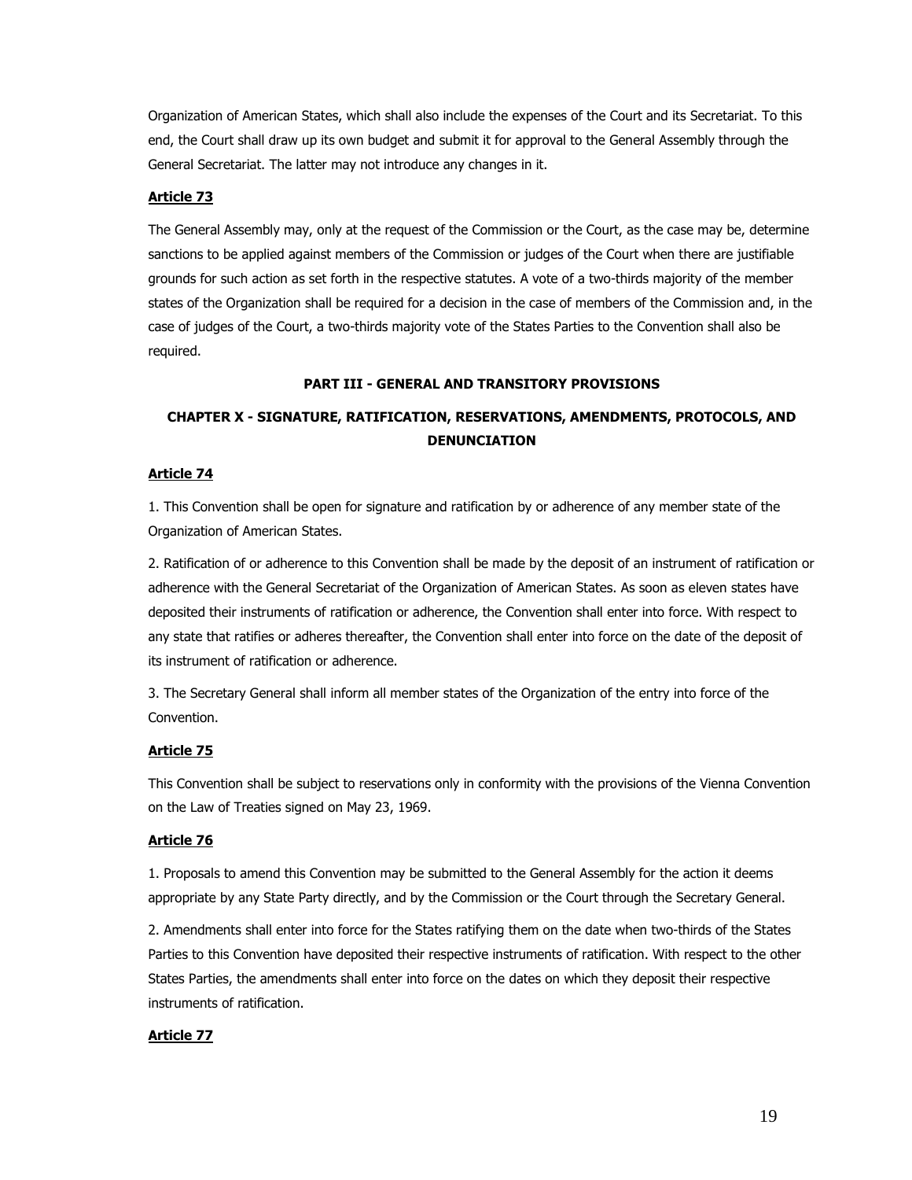Organization of American States, which shall also include the expenses of the Court and its Secretariat. To this end, the Court shall draw up its own budget and submit it for approval to the General Assembly through the General Secretariat. The latter may not introduce any changes in it.

**Article 73**

The General Assembly may, only at the request of the Commission or the Court, as the case may be, determine sanctions to be applied against members of the Commission or judges of the Court when there are justifiable grounds for such action as set forth in the respective statutes. A vote of a two-thirds majority of the member states of the Organization shall be required for a decision in the case of members of the Commission and, in the case of judges of the Court, a two-thirds majority vote of the States Parties to the Convention shall also be required.

## PART III - GENERAL AND TRANSITORY PROVISIONS

## CHAPTER X - SIGNATURE, RATIFICATION, RESERVATIONS, AMENDMENTS, PROTOCOLS, AND DENUNCIATION

**Article 74**

1. This Convention shall be open for signature and ratification by or adherence of any member state of the Organization of American States.

2. Ratification of or adherence to this Convention shall be made by the deposit of an instrument of ratification or adherence with the General Secretariat of the Organization of American States. As soon as eleven states have deposited their instruments of ratification or adherence, the Convention shall enter into force. With respect to any state that ratifies or adheres thereafter, the Convention shall enter into force on the date of the deposit of its instrument of ratification or adherence.

3. The Secretary General shall inform all member states of the Organization of the entry into force of the Convention.

**Article 75**

This Convention shall be subject to reservations only in conformity with the provisions of the Vienna Convention on the Law of Treaties signed on May 23, 1969.

**Article 76**

1. Proposals to amend this Convention may be submitted to the General Assembly for the action it deems appropriate by any State Party directly, and by the Commission or the Court through the Secretary General.

2. Amendments shall enter into force for the States ratifying them on the date when two-thirds of the States Parties to this Convention have deposited their respective instruments of ratification. With respect to the other States Parties, the amendments shall enter into force on the dates on which they deposit their respective instruments of ratification.

**Article 77**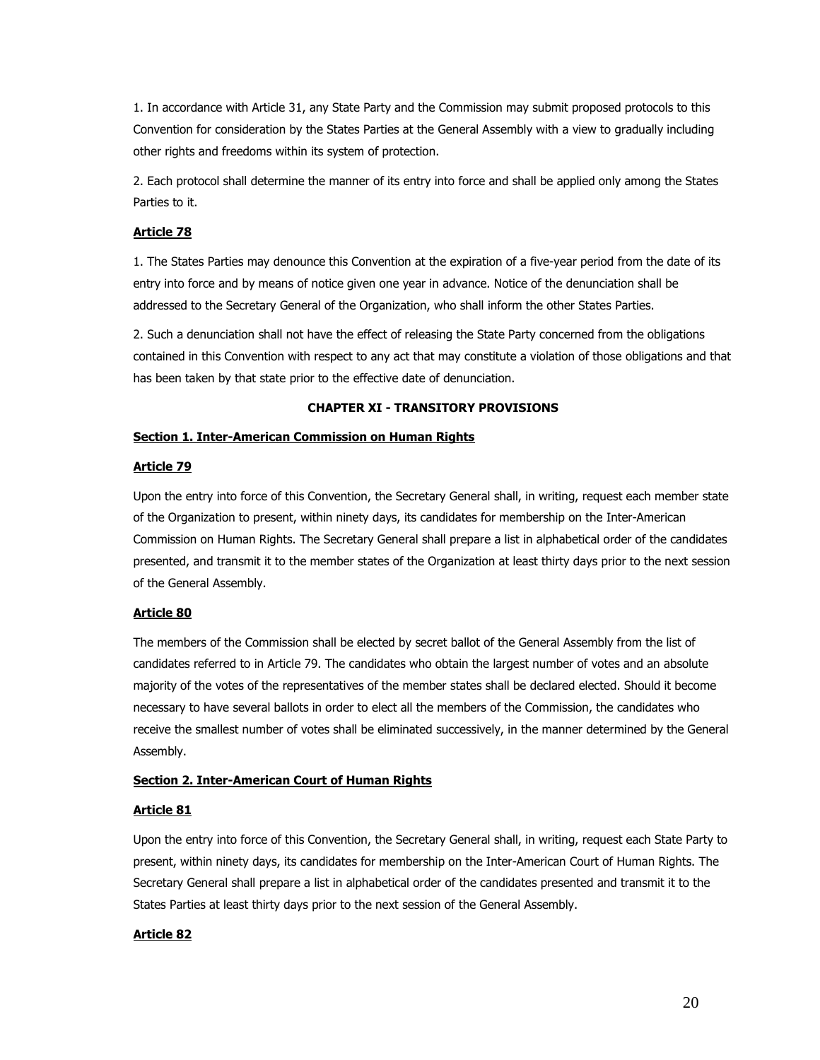1. In accordance with Article 31, any State Party and the Commission may submit proposed protocols to this Convention for consideration by the States Parties at the General Assembly with a view to gradually including other rights and freedoms within its system of protection.

2. Each protocol shall determine the manner of its entry into force and shall be applied only among the States Parties to it.

**Article 78**

1. The States Parties may denounce this Convention at the expiration of a five-year period from the date of its entry into force and by means of notice given one year in advance. Notice of the denunciation shall be addressed to the Secretary General of the Organization, who shall inform the other States Parties.

2. Such a denunciation shall not have the effect of releasing the State Party concerned from the obligations contained in this Convention with respect to any act that may constitute a violation of those obligations and that has been taken by that state prior to the effective date of denunciation.

## CHAPTER XI - TRANSITORY PROVISIONS

### Section 1. Inter-American Commission on Human Rights

**Article 79**

Upon the entry into force of this Convention, the Secretary General shall, in writing, request each member state of the Organization to present, within ninety days, its candidates for membership on the Inter-American Commission on Human Rights. The Secretary General shall prepare a list in alphabetical order of the candidates presented, and transmit it to the member states of the Organization at least thirty days prior to the next session of the General Assembly.

**Article 80**

The members of the Commission shall be elected by secret ballot of the General Assembly from the list of candidates referred to in Article 79. The candidates who obtain the largest number of votes and an absolute majority of the votes of the representatives of the member states shall be declared elected. Should it become necessary to have several ballots in order to elect all the members of the Commission, the candidates who receive the smallest number of votes shall be eliminated successively, in the manner determined by the General Assembly.

### Section 2. Inter-American Court of Human Rights

**Article 81**

Upon the entry into force of this Convention, the Secretary General shall, in writing, request each State Party to present, within ninety days, its candidates for membership on the Inter-American Court of Human Rights. The Secretary General shall prepare a list in alphabetical order of the candidates presented and transmit it to the States Parties at least thirty days prior to the next session of the General Assembly.

**Article 82**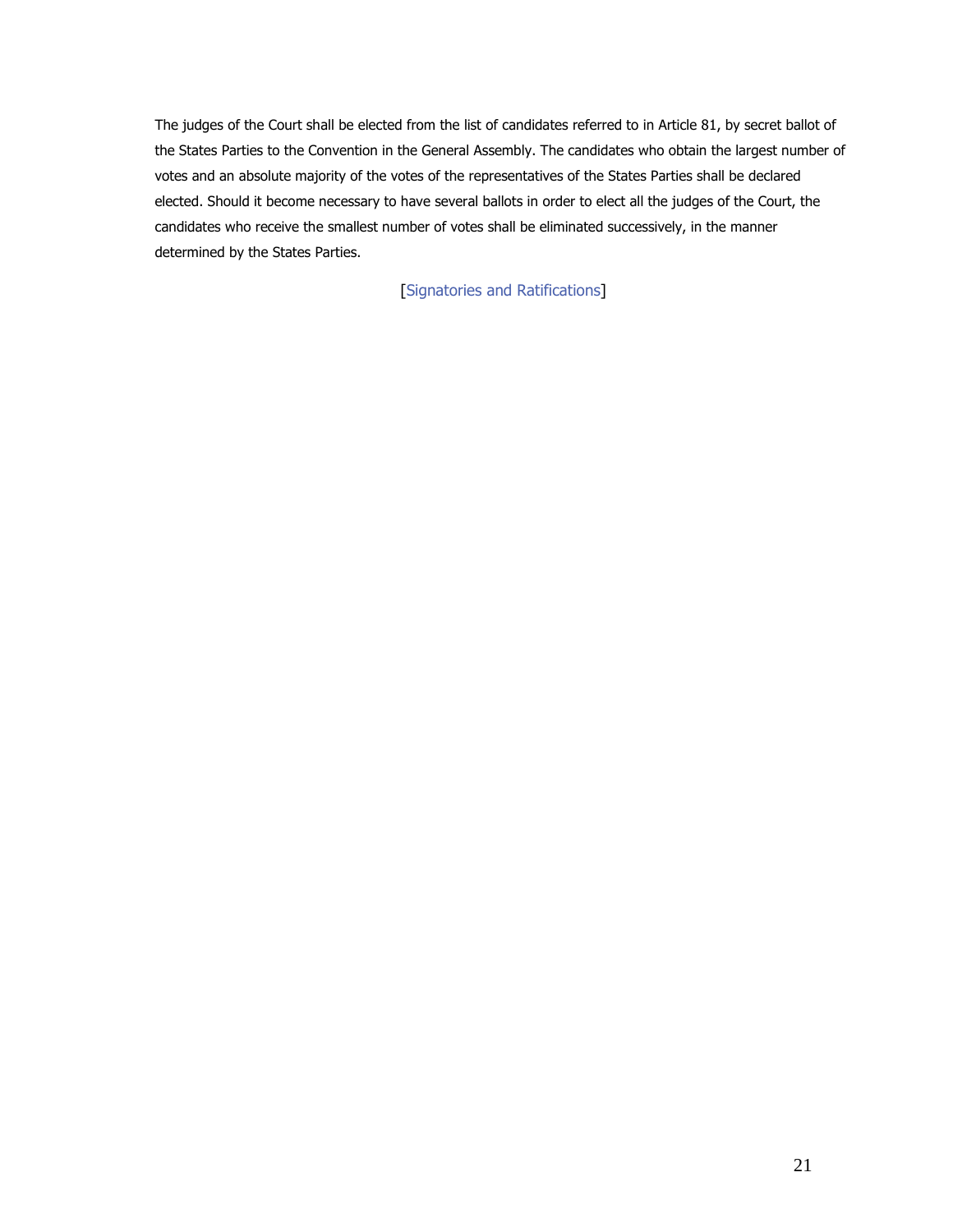The judges of the Court shall be elected from the list of candidates referred to in Article 81, by secret ballot of the States Parties to the Convention in the General Assembly. The candidates who obtain the largest number of votes and an absolute majority of the votes of the representatives of the States Parties shall be declared elected. Should it become necessary to have several ballots in order to elect all the judges of the Court, the candidates who receive the smallest number of votes shall be eliminated successively, in the manner determined by the States Parties.

[Signatories and Ratifications]